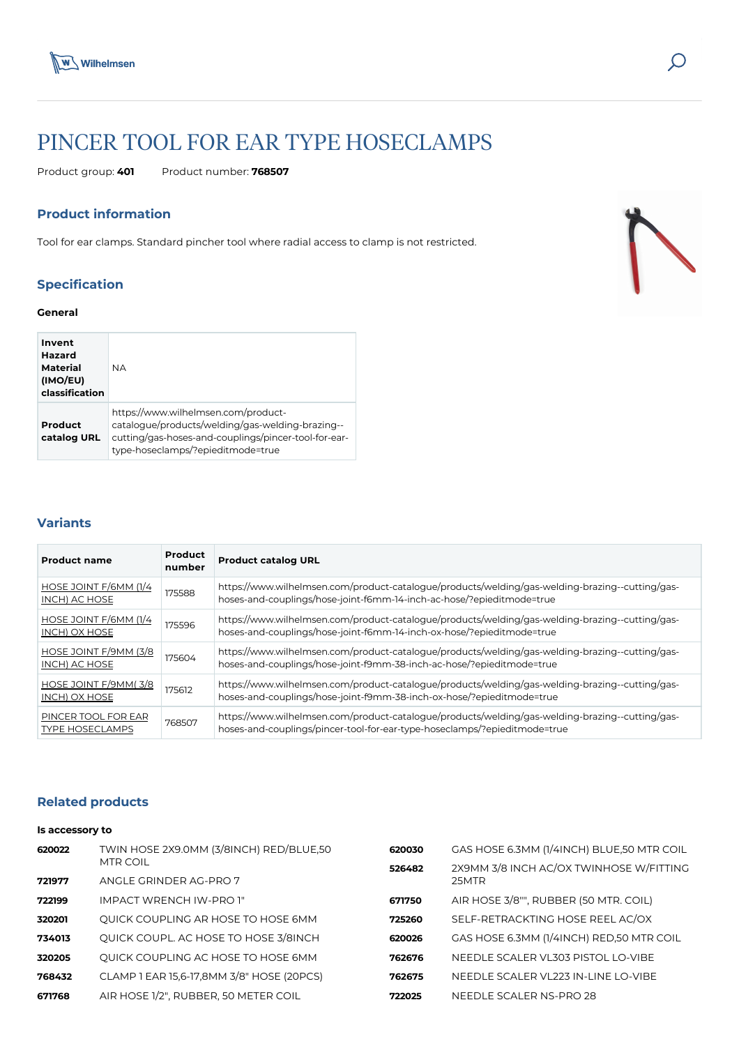# PINCER TOOL FOR EAR TYPE HOSECLAMPS

Product group: **401** Product number: **768507**

## Product information

Tool for ear clamps. Standard pincher tool where radial access to clamp is not restricted.

## Specification

### General

| | |
|---|---|
| **Invent Hazard Material (IMO/EU) classification** | NA |
| **Product catalog URL** | https://www.wilhelmsen.com/product-catalogue/products/welding/gas-welding-brazing--cutting/gas-hoses-and-couplings/pincer-tool-for-ear-type-hoseclamps/?epieditmode=true |

## Variants

| Product name | Product number | Product catalog URL |
|---|---|---|
| HOSE JOINT F/6MM (1/4 INCH) AC HOSE | 175588 | https://www.wilhelmsen.com/product-catalogue/products/welding/gas-welding-brazing--cutting/gas-hoses-and-couplings/hose-joint-f6mm-14-inch-ac-hose/?epieditmode=true |
| HOSE JOINT F/6MM (1/4 INCH) OX HOSE | 175596 | https://www.wilhelmsen.com/product-catalogue/products/welding/gas-welding-brazing--cutting/gas-hoses-and-couplings/hose-joint-f6mm-14-inch-ox-hose/?epieditmode=true |
| HOSE JOINT F/9MM (3/8 INCH) AC HOSE | 175604 | https://www.wilhelmsen.com/product-catalogue/products/welding/gas-welding-brazing--cutting/gas-hoses-and-couplings/hose-joint-f9mm-38-inch-ac-hose/?epieditmode=true |
| HOSE JOINT F/9MM( 3/8 INCH) OX HOSE | 175612 | https://www.wilhelmsen.com/product-catalogue/products/welding/gas-welding-brazing--cutting/gas-hoses-and-couplings/hose-joint-f9mm-38-inch-ox-hose/?epieditmode=true |
| PINCER TOOL FOR EAR TYPE HOSECLAMPS | 768507 | https://www.wilhelmsen.com/product-catalogue/products/welding/gas-welding-brazing--cutting/gas-hoses-and-couplings/pincer-tool-for-ear-type-hoseclamps/?epieditmode=true |

## Related products

### Is accessory to

| | |
|---|---|
| **620022** | TWIN HOSE 2X9.0MM (3/8INCH) RED/BLUE,50 MTR COIL |
| **721977** | ANGLE GRINDER AG-PRO 7 |
| **722199** | IMPACT WRENCH IW-PRO 1" |
| **320201** | QUICK COUPLING AR HOSE TO HOSE 6MM |
| **734013** | QUICK COUPL. AC HOSE TO HOSE 3/8INCH |
| **320205** | QUICK COUPLING AC HOSE TO HOSE 6MM |
| **768432** | CLAMP 1 EAR 15,6-17,8MM 3/8" HOSE (20PCS) |
| **671768** | AIR HOSE 1/2", RUBBER, 50 METER COIL |
| **620030** | GAS HOSE 6.3MM (1/4INCH) BLUE,50 MTR COIL |
| **526482** | 2X9MM 3/8 INCH AC/OX TWINHOSE W/FITTING 25MTR |
| **671750** | AIR HOSE 3/8"", RUBBER (50 MTR. COIL) |
| **725260** | SELF-RETRACKTING HOSE REEL AC/OX |
| **620026** | GAS HOSE 6.3MM (1/4INCH) RED,50 MTR COIL |
| **762676** | NEEDLE SCALER VL303 PISTOL LO-VIBE |
| **762675** | NEEDLE SCALER VL223 IN-LINE LO-VIBE |
| **722025** | NEEDLE SCALER NS-PRO 28 |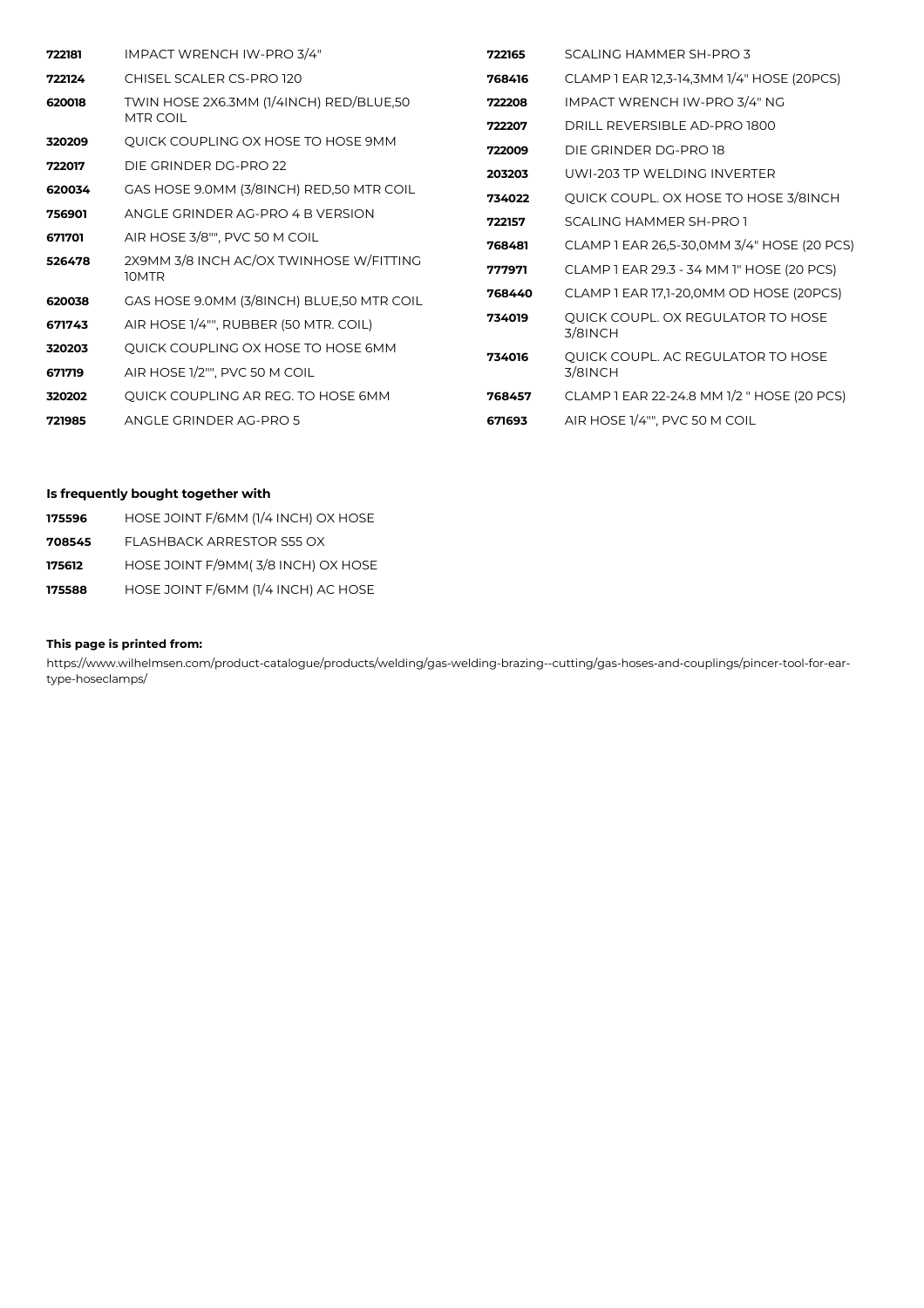| | |
|---|---|
| **722181** | IMPACT WRENCH IW-PRO 3/4" |
| **722124** | CHISEL SCALER CS-PRO 120 |
| **620018** | TWIN HOSE 2X6.3MM (1/4INCH) RED/BLUE,50 MTR COIL |
| **320209** | QUICK COUPLING OX HOSE TO HOSE 9MM |
| **722017** | DIE GRINDER DG-PRO 22 |
| **620034** | GAS HOSE 9.0MM (3/8INCH) RED,50 MTR COIL |
| **756901** | ANGLE GRINDER AG-PRO 4 B VERSION |
| **671701** | AIR HOSE 3/8"", PVC 50 M COIL |
| **526478** | 2X9MM 3/8 INCH AC/OX TWINHOSE W/FITTING 10MTR |
| **620038** | GAS HOSE 9.0MM (3/8INCH) BLUE,50 MTR COIL |
| **671743** | AIR HOSE 1/4"", RUBBER (50 MTR. COIL) |
| **320203** | QUICK COUPLING OX HOSE TO HOSE 6MM |
| **671719** | AIR HOSE 1/2"", PVC 50 M COIL |
| **320202** | QUICK COUPLING AR REG. TO HOSE 6MM |
| **721985** | ANGLE GRINDER AG-PRO 5 |
| **722165** | SCALING HAMMER SH-PRO 3 |
| **768416** | CLAMP 1 EAR 12,3-14,3MM 1/4" HOSE (20PCS) |
| **722208** | IMPACT WRENCH IW-PRO 3/4" NG |
| **722207** | DRILL REVERSIBLE AD-PRO 1800 |
| **722009** | DIE GRINDER DG-PRO 18 |
| **203203** | UWI-203 TP WELDING INVERTER |
| **734022** | QUICK COUPL. OX HOSE TO HOSE 3/8INCH |
| **722157** | SCALING HAMMER SH-PRO 1 |
| **768481** | CLAMP 1 EAR 26,5-30,0MM 3/4" HOSE (20 PCS) |
| **777971** | CLAMP 1 EAR 29.3 - 34 MM 1" HOSE (20 PCS) |
| **768440** | CLAMP 1 EAR 17,1-20,0MM OD HOSE (20PCS) |
| **734019** | QUICK COUPL. OX REGULATOR TO HOSE 3/8INCH |
| **734016** | QUICK COUPL. AC REGULATOR TO HOSE 3/8INCH |
| **768457** | CLAMP 1 EAR 22-24.8 MM 1/2 " HOSE (20 PCS) |
| **671693** | AIR HOSE 1/4"", PVC 50 M COIL |

**Is frequently bought together with**

| | |
|---|---|
| **175596** | HOSE JOINT F/6MM (1/4 INCH) OX HOSE |
| **708545** | FLASHBACK ARRESTOR S55 OX |
| **175612** | HOSE JOINT F/9MM( 3/8 INCH) OX HOSE |
| **175588** | HOSE JOINT F/6MM (1/4 INCH) AC HOSE |

**This page is printed from:**

https://www.wilhelmsen.com/product-catalogue/products/welding/gas-welding-brazing--cutting/gas-hoses-and-couplings/pincer-tool-for-ear-type-hoseclamps/